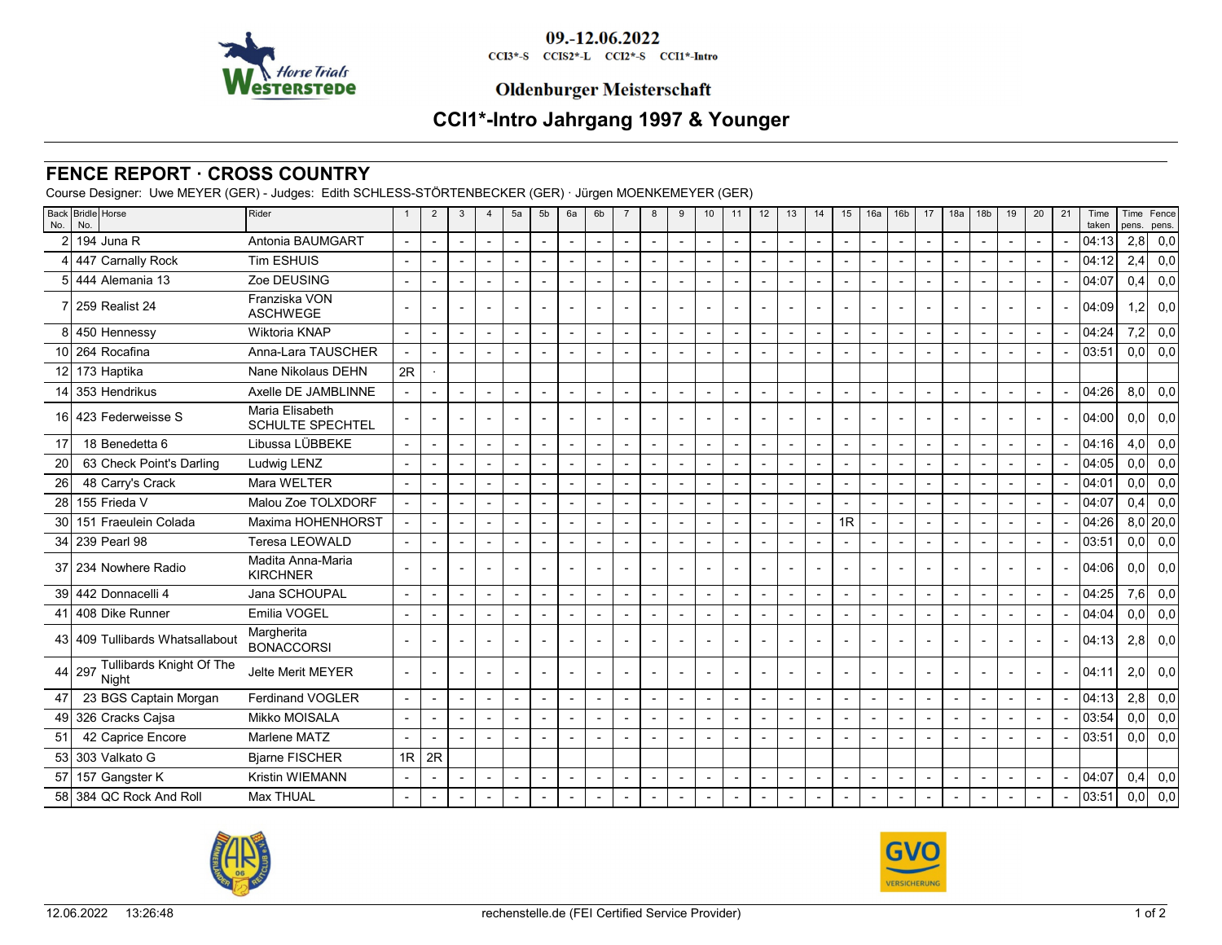09.-12.06.2022

CCI3*-S CCIS2*-L CCI2*-S CCI1*-Intro

Oldenburger Meisterschaft

# CCI1*-Intro Jahrgang 1997 & Younger

## FENCE REPORT · CROSS COUNTRY

Course Designer: Uwe MEYER (GER) - Judges: Edith SCHLESS-STÖRTENBECKER (GER) · Jürgen MOENKEMEYER (GER)

| Back No. | Bridle No. | Horse | Rider | 1 | 2 | 3 | 4 | 5a | 5b | 6a | 6b | 7 | 8 | 9 | 10 | 11 | 12 | 13 | 14 | 15 | 16a | 16b | 17 | 18a | 18b | 19 | 20 | 21 | Time taken | Time pens. | Fence pens. |
|---|---|---|---|---|---|---|---|---|---|---|---|---|---|---|---|---|---|---|---|---|---|---|---|---|---|---|---|---|---|---|---|
| 2 | 194 | Juna R | Antonia BAUMGART | - | - | - | - | - | - | - | - | - | - | - | - | - | - | - | - | - | - | - | - | - | - | - | - | - | 04:13 | 2,8 | 0,0 |
| 4 | 447 | Carnally Rock | Tim ESHUIS | - | - | - | - | - | - | - | - | - | - | - | - | - | - | - | - | - | - | - | - | - | - | - | - | - | 04:12 | 2,4 | 0,0 |
| 5 | 444 | Alemania 13 | Zoe DEUSING | - | - | - | - | - | - | - | - | - | - | - | - | - | - | - | - | - | - | - | - | - | - | - | - | - | 04:07 | 0,4 | 0,0 |
| 7 | 259 | Realist 24 | Franziska VON ASCHWEGE | - | - | - | - | - | - | - | - | - | - | - | - | - | - | - | - | - | - | - | - | - | - | - | - | - | 04:09 | 1,2 | 0,0 |
| 8 | 450 | Hennessy | Wiktoria KNAP | - | - | - | - | - | - | - | - | - | - | - | - | - | - | - | - | - | - | - | - | - | - | - | - | - | 04:24 | 7,2 | 0,0 |
| 10 | 264 | Rocafina | Anna-Lara TAUSCHER | - | - | - | - | - | - | - | - | - | - | - | - | - | - | - | - | - | - | - | - | - | - | - | - | - | 03:51 | 0,0 | 0,0 |
| 12 | 173 | Haptika | Nane Nikolaus DEHN | 2R | · | | | | | | | | | | | | | | | | | | | | | | | | | | |
| 14 | 353 | Hendrikus | Axelle DE JAMBLINNE | - | - | - | - | - | - | - | - | - | - | - | - | - | - | - | - | - | - | - | - | - | - | - | - | - | 04:26 | 8,0 | 0,0 |
| 16 | 423 | Federweisse S | Maria Elisabeth SCHULTE SPECHTEL | - | - | - | - | - | - | - | - | - | - | - | - | - | - | - | - | - | - | - | - | - | - | - | - | - | 04:00 | 0,0 | 0,0 |
| 17 | 18 | Benedetta 6 | Libussa LÜBBEKE | - | - | - | - | - | - | - | - | - | - | - | - | - | - | - | - | - | - | - | - | - | - | - | - | - | 04:16 | 4,0 | 0,0 |
| 20 | 63 | Check Point's Darling | Ludwig LENZ | - | - | - | - | - | - | - | - | - | - | - | - | - | - | - | - | - | - | - | - | - | - | - | - | - | 04:05 | 0,0 | 0,0 |
| 26 | 48 | Carry's Crack | Mara WELTER | - | - | - | - | - | - | - | - | - | - | - | - | - | - | - | - | - | - | - | - | - | - | - | - | - | 04:01 | 0,0 | 0,0 |
| 28 | 155 | Frieda V | Malou Zoe TOLXDORF | - | - | - | - | - | - | - | - | - | - | - | - | - | - | - | - | - | - | - | - | - | - | - | - | - | 04:07 | 0,4 | 0,0 |
| 30 | 151 | Fraeulein Colada | Maxima HOHENHORST | - | - | - | - | - | - | - | - | - | - | - | - | - | - | - | - | 1R | - | - | - | - | - | - | - | - | 04:26 | 8,0 | 20,0 |
| 34 | 239 | Pearl 98 | Teresa LEOWALD | - | - | - | - | - | - | - | - | - | - | - | - | - | - | - | - | - | - | - | - | - | - | - | - | - | 03:51 | 0,0 | 0,0 |
| 37 | 234 | Nowhere Radio | Madita Anna-Maria KIRCHNER | - | - | - | - | - | - | - | - | - | - | - | - | - | - | - | - | - | - | - | - | - | - | - | - | - | 04:06 | 0,0 | 0,0 |
| 39 | 442 | Donnacelli 4 | Jana SCHOUPAL | - | - | - | - | - | - | - | - | - | - | - | - | - | - | - | - | - | - | - | - | - | - | - | - | - | 04:25 | 7,6 | 0,0 |
| 41 | 408 | Dike Runner | Emilia VOGEL | - | - | - | - | - | - | - | - | - | - | - | - | - | - | - | - | - | - | - | - | - | - | - | - | - | 04:04 | 0,0 | 0,0 |
| 43 | 409 | Tullibards Whatsallabout | Margherita BONACCORSI | - | - | - | - | - | - | - | - | - | - | - | - | - | - | - | - | - | - | - | - | - | - | - | - | - | 04:13 | 2,8 | 0,0 |
| 44 | 297 | Tullibards Knight Of The Night | Jelte Merit MEYER | - | - | - | - | - | - | - | - | - | - | - | - | - | - | - | - | - | - | - | - | - | - | - | - | - | 04:11 | 2,0 | 0,0 |
| 47 | 23 | BGS Captain Morgan | Ferdinand VOGLER | - | - | - | - | - | - | - | - | - | - | - | - | - | - | - | - | - | - | - | - | - | - | - | - | - | 04:13 | 2,8 | 0,0 |
| 49 | 326 | Cracks Cajsa | Mikko MOISALA | - | - | - | - | - | - | - | - | - | - | - | - | - | - | - | - | - | - | - | - | - | - | - | - | - | 03:54 | 0,0 | 0,0 |
| 51 | 42 | Caprice Encore | Marlene MATZ | - | - | - | - | - | - | - | - | - | - | - | - | - | - | - | - | - | - | - | - | - | - | - | - | - | 03:51 | 0,0 | 0,0 |
| 53 | 303 | Valkato G | Bjarne FISCHER | 1R | 2R | | | | | | | | | | | | | | | | | | | | | | | | | | |
| 57 | 157 | Gangster K | Kristin WIEMANN | - | - | - | - | - | - | - | - | - | - | - | - | - | - | - | - | - | - | - | - | - | - | - | - | - | 04:07 | 0,4 | 0,0 |
| 58 | 384 | QC Rock And Roll | Max THUAL | - | - | - | - | - | - | - | - | - | - | - | - | - | - | - | - | - | - | - | - | - | - | - | - | - | 03:51 | 0,0 | 0,0 |

12.06.2022 13:26:48 rechenstelle.de (FEI Certified Service Provider)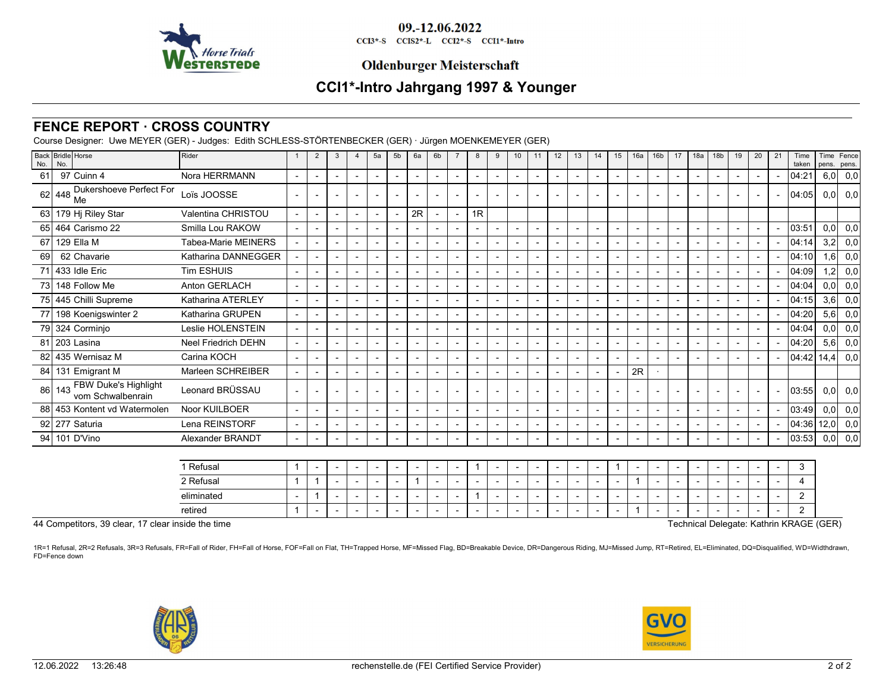09.-12.06.2022

CCI3*-S CCIS2*-L CCI2*-S CCI1*-Intro

**Oldenburger Meisterschaft**

## CCI1*-Intro Jahrgang 1997 & Younger

## FENCE REPORT · CROSS COUNTRY

Course Designer: Uwe MEYER (GER) - Judges: Edith SCHLESS-STÖRTENBECKER (GER) · Jürgen MOENKEMEYER (GER)

| Back No. | Bridle No. | Horse | Rider | 1 | 2 | 3 | 4 | 5a | 5b | 6a | 6b | 7 | 8 | 9 | 10 | 11 | 12 | 13 | 14 | 15 | 16a | 16b | 17 | 18a | 18b | 19 | 20 | 21 | Time taken | Time pens. | Fence pens. |
|---|---|---|---|---|---|---|---|---|---|---|---|---|---|---|---|---|---|---|---|---|---|---|---|---|---|---|---|---|---|---|---|
| 61 | 97 | Cuinn 4 | Nora HERRMANN | - | - | - | - | - | - | - | - | - | - | - | - | - | - | - | - | - | - | - | - | - | - | - | - | - | 04:21 | 6,0 | 0,0 |
| 62 | 448 | Dukershoeve Perfect For Me | Loïs JOOSSE | - | - | - | - | - | - | - | - | - | - | - | - | - | - | - | - | - | - | - | - | - | - | - | - | - | 04:05 | 0,0 | 0,0 |
| 63 | 179 | Hj Riley Star | Valentina CHRISTOU | - | - | - | - | - | - | 2R | - | - | 1R | | | | | | | | | | | | | | | | | | |
| 65 | 464 | Carismo 22 | Smilla Lou RAKOW | - | - | - | - | - | - | - | - | - | - | - | - | - | - | - | - | - | - | - | - | - | - | - | - | - | 03:51 | 0,0 | 0,0 |
| 67 | 129 | Ella M | Tabea-Marie MEINERS | - | - | - | - | - | - | - | - | - | - | - | - | - | - | - | - | - | - | - | - | - | - | - | - | - | 04:14 | 3,2 | 0,0 |
| 69 | 62 | Chavarie | Katharina DANNEGGER | - | - | - | - | - | - | - | - | - | - | - | - | - | - | - | - | - | - | - | - | - | - | - | - | - | 04:10 | 1,6 | 0,0 |
| 71 | 433 | Idle Eric | Tim ESHUIS | - | - | - | - | - | - | - | - | - | - | - | - | - | - | - | - | - | - | - | - | - | - | - | - | - | 04:09 | 1,2 | 0,0 |
| 73 | 148 | Follow Me | Anton GERLACH | - | - | - | - | - | - | - | - | - | - | - | - | - | - | - | - | - | - | - | - | - | - | - | - | - | 04:04 | 0,0 | 0,0 |
| 75 | 445 | Chilli Supreme | Katharina ATERLEY | - | - | - | - | - | - | - | - | - | - | - | - | - | - | - | - | - | - | - | - | - | - | - | - | - | 04:15 | 3,6 | 0,0 |
| 77 | 198 | Koenigswinter 2 | Katharina GRUPEN | - | - | - | - | - | - | - | - | - | - | - | - | - | - | - | - | - | - | - | - | - | - | - | - | - | 04:20 | 5,6 | 0,0 |
| 79 | 324 | Corminjo | Leslie HOLENSTEIN | - | - | - | - | - | - | - | - | - | - | - | - | - | - | - | - | - | - | - | - | - | - | - | - | - | 04:04 | 0,0 | 0,0 |
| 81 | 203 | Lasina | Neel Friedrich DEHN | - | - | - | - | - | - | - | - | - | - | - | - | - | - | - | - | - | - | - | - | - | - | - | - | - | 04:20 | 5,6 | 0,0 |
| 82 | 435 | Wernisaz M | Carina KOCH | - | - | - | - | - | - | - | - | - | - | - | - | - | - | - | - | - | - | - | - | - | - | - | - | - | 04:42 | 14,4 | 0,0 |
| 84 | 131 | Emigrant M | Marleen SCHREIBER | - | - | - | - | - | - | - | - | - | - | - | - | - | - | - | - | - | 2R | · | | | | | | | | | |
| 86 | 143 | FBW Duke's Highlight vom Schwalbenrain | Leonard BRÜSSAU | - | - | - | - | - | - | - | - | - | - | - | - | - | - | - | - | - | - | - | - | - | - | - | - | - | 03:55 | 0,0 | 0,0 |
| 88 | 453 | Kontent vd Watermolen | Noor KUILBOER | - | - | - | - | - | - | - | - | - | - | - | - | - | - | - | - | - | - | - | - | - | - | - | - | - | 03:49 | 0,0 | 0,0 |
| 92 | 277 | Saturia | Lena REINSTORF | - | - | - | - | - | - | - | - | - | - | - | - | - | - | - | - | - | - | - | - | - | - | - | - | - | 04:36 | 12,0 | 0,0 |
| 94 | 101 | D'Vino | Alexander BRANDT | - | - | - | - | - | - | - | - | - | - | - | - | - | - | - | - | - | - | - | - | - | - | - | - | - | 03:53 | 0,0 | 0,0 |
| | | | 1 Refusal | 1 | - | - | - | - | - | - | - | - | 1 | - | - | - | - | - | - | 1 | - | - | - | - | - | - | - | - | 3 | | |
| | | | 2 Refusal | 1 | 1 | - | - | - | - | 1 | - | - | - | - | - | - | - | - | - | - | 1 | - | - | - | - | - | - | - | 4 | | |
| | | | eliminated | - | 1 | - | - | - | - | - | - | - | 1 | - | - | - | - | - | - | - | - | - | - | - | - | - | - | - | 2 | | |
| | | | retired | 1 | - | - | - | - | - | - | - | - | - | - | - | - | - | - | - | - | 1 | - | - | - | - | - | - | - | 2 | | |

44 Competitors, 39 clear, 17 clear inside the time

Technical Delegate: Kathrin KRAGE (GER)

1R=1 Refusal, 2R=2 Refusals, 3R=3 Refusals, FR=Fall of Rider, FH=Fall of Horse, FOF=Fall on Flat, TH=Trapped Horse, MF=Missed Flag, BD=Breakable Device, DR=Dangerous Riding, MJ=Missed Jump, RT=Retired, EL=Eliminated, DQ=Disqualified, WD=Withdrawn, FD=Fence down